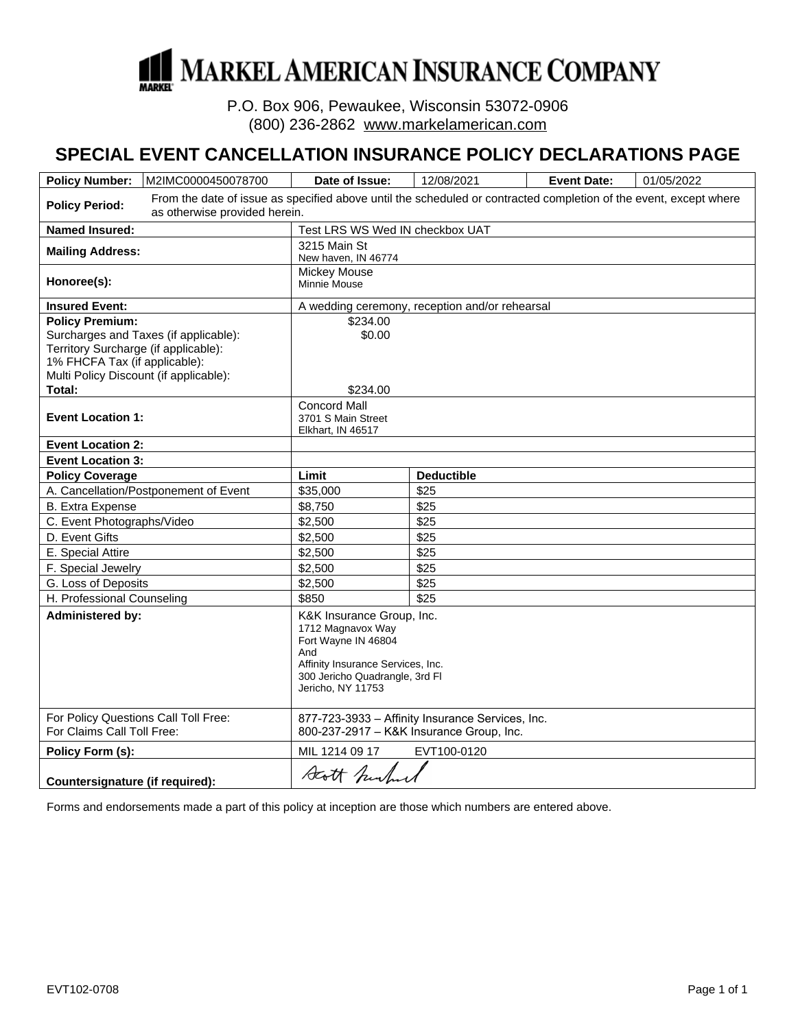# MARKEL AMERICAN INSURANCE COMPANY

P.O. Box 906, Pewaukee, Wisconsin 53072-0906
(800) 236-2862 www.markelamerican.com

## SPECIAL EVENT CANCELLATION INSURANCE POLICY DECLARATIONS PAGE

| **Policy Number:** | M2IMC0000450078700 | **Date of Issue:** | 12/08/2021 | **Event Date:** | 01/05/2022 |
|---|---|---|---|---|---|
| **Policy Period:** | From the date of issue as specified above until the scheduled or contracted completion of the event, except where as otherwise provided herein. | | | | |

| | | |
|---|---|---|
| **Named Insured:** | Test LRS WS Wed IN checkbox UAT | |
| **Mailing Address:** | 3215 Main St<br>New haven, IN 46774 | |
| **Honoree(s):** | Mickey Mouse<br>Minnie Mouse | |
| **Insured Event:** | A wedding ceremony, reception and/or rehearsal | |
| **Policy Premium:**<br>Surcharges and Taxes (if applicable):<br>Territory Surcharge (if applicable):<br>1% FHCFA Tax (if applicable):<br>Multi Policy Discount (if applicable):<br>**Total:** | $234.00<br>$0.00<br><br><br><br>$234.00 | |
| **Event Location 1:** | Concord Mall<br>3701 S Main Street<br>Elkhart, IN 46517 | |
| **Event Location 2:** | | |
| **Event Location 3:** | | |
| **Policy Coverage** | **Limit** | **Deductible** |
| A. Cancellation/Postponement of Event | $35,000 | $25 |
| B. Extra Expense | $8,750 | $25 |
| C. Event Photographs/Video | $2,500 | $25 |
| D. Event Gifts | $2,500 | $25 |
| E. Special Attire | $2,500 | $25 |
| F. Special Jewelry | $2,500 | $25 |
| G. Loss of Deposits | $2,500 | $25 |
| H. Professional Counseling | $850 | $25 |
| **Administered by:** | K&K Insurance Group, Inc.<br>1712 Magnavox Way<br>Fort Wayne IN 46804<br>And<br>Affinity Insurance Services, Inc.<br>300 Jericho Quadrangle, 3rd Fl<br>Jericho, NY 11753 | |
| For Policy Questions Call Toll Free:<br>For Claims Call Toll Free: | 877-723-3933 – Affinity Insurance Services, Inc.<br>800-237-2917 – K&K Insurance Group, Inc. | |
| **Policy Form (s):** | MIL 1214 09 17 EVT100-0120 | |
| **Countersignature (if required):** | Scott Sechrist | |

Forms and endorsements made a part of this policy at inception are those which numbers are entered above.

EVT102-0708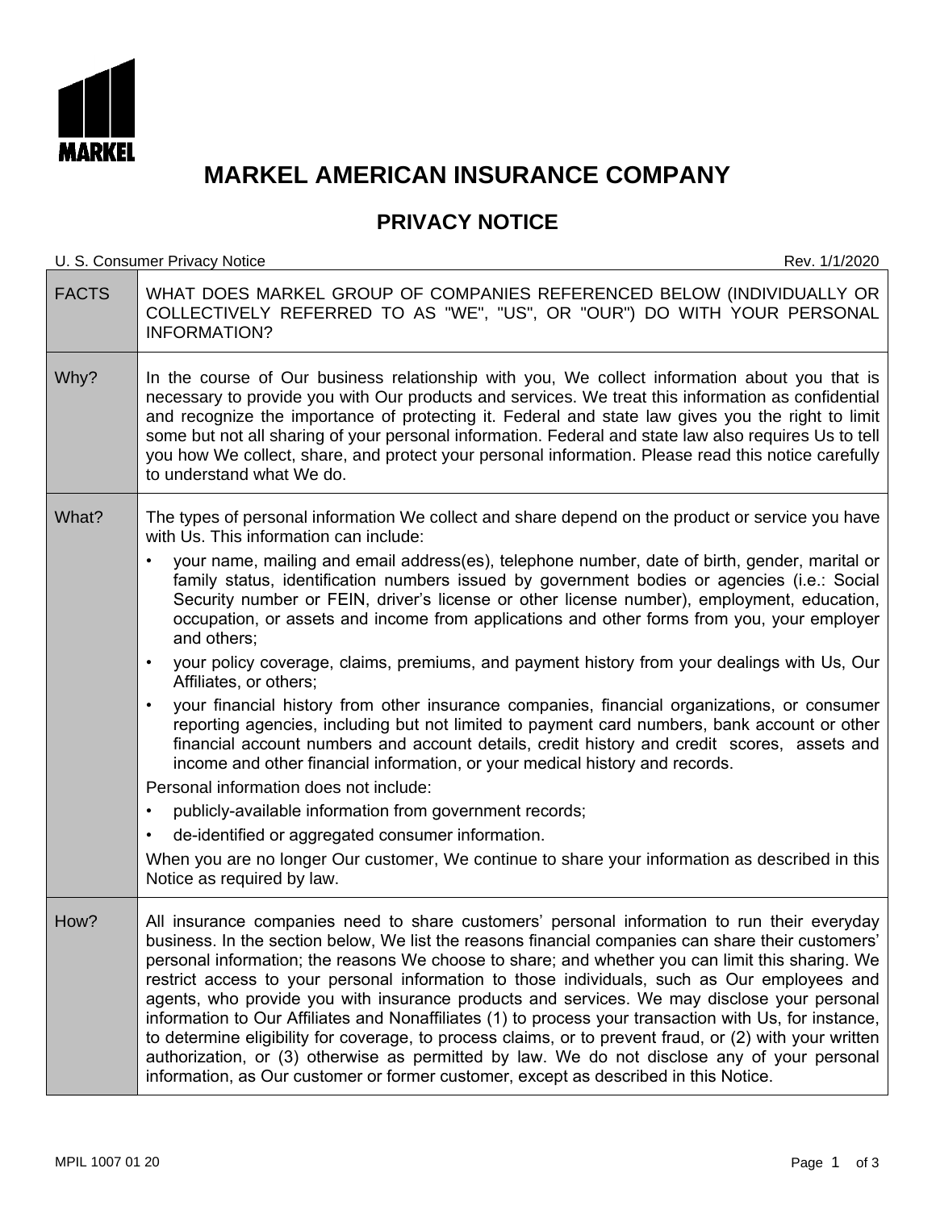# MARKEL AMERICAN INSURANCE COMPANY

## PRIVACY NOTICE

U. S. Consumer Privacy Notice — Rev. 1/1/2020

| | |
|---|---|
| FACTS | WHAT DOES MARKEL GROUP OF COMPANIES REFERENCED BELOW (INDIVIDUALLY OR COLLECTIVELY REFERRED TO AS "WE", "US", OR "OUR") DO WITH YOUR PERSONAL INFORMATION? |
| Why? | In the course of Our business relationship with you, We collect information about you that is necessary to provide you with Our products and services. We treat this information as confidential and recognize the importance of protecting it. Federal and state law gives you the right to limit some but not all sharing of your personal information. Federal and state law also requires Us to tell you how We collect, share, and protect your personal information. Please read this notice carefully to understand what We do. |
| What? | The types of personal information We collect and share depend on the product or service you have with Us. This information can include:<br>• your name, mailing and email address(es), telephone number, date of birth, gender, marital or family status, identification numbers issued by government bodies or agencies (i.e.: Social Security number or FEIN, driver's license or other license number), employment, education, occupation, or assets and income from applications and other forms from you, your employer and others;<br>• your policy coverage, claims, premiums, and payment history from your dealings with Us, Our Affiliates, or others;<br>• your financial history from other insurance companies, financial organizations, or consumer reporting agencies, including but not limited to payment card numbers, bank account or other financial account numbers and account details, credit history and credit scores, assets and income and other financial information, or your medical history and records.<br>Personal information does not include:<br>• publicly-available information from government records;<br>• de-identified or aggregated consumer information.<br>When you are no longer Our customer, We continue to share your information as described in this Notice as required by law. |
| How? | All insurance companies need to share customers' personal information to run their everyday business. In the section below, We list the reasons financial companies can share their customers' personal information; the reasons We choose to share; and whether you can limit this sharing. We restrict access to your personal information to those individuals, such as Our employees and agents, who provide you with insurance products and services. We may disclose your personal information to Our Affiliates and Nonaffiliates (1) to process your transaction with Us, for instance, to determine eligibility for coverage, to process claims, or to prevent fraud, or (2) with your written authorization, or (3) otherwise as permitted by law. We do not disclose any of your personal information, as Our customer or former customer, except as described in this Notice. |

MPIL 1007 01 20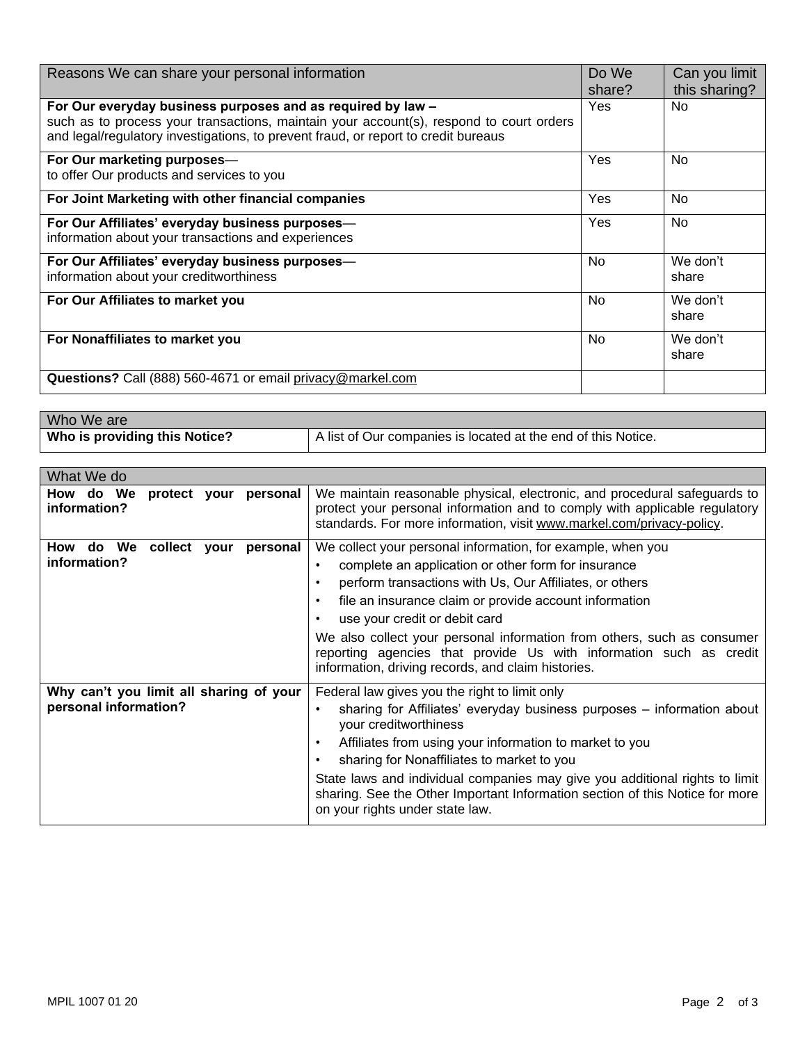| Reasons We can share your personal information | Do We share? | Can you limit this sharing? |
|---|---|---|
| **For Our everyday business purposes and as required by law –** such as to process your transactions, maintain your account(s), respond to court orders and legal/regulatory investigations, to prevent fraud, or report to credit bureaus | Yes | No |
| **For Our marketing purposes**— to offer Our products and services to you | Yes | No |
| **For Joint Marketing with other financial companies** | Yes | No |
| **For Our Affiliates' everyday business purposes**— information about your transactions and experiences | Yes | No |
| **For Our Affiliates' everyday business purposes**— information about your creditworthiness | No | We don't share |
| **For Our Affiliates to market you** | No | We don't share |
| **For Nonaffiliates to market you** | No | We don't share |
| **Questions?** Call (888) 560-4671 or email privacy@markel.com | | |

| Who We are | |
|---|---|
| **Who is providing this Notice?** | A list of Our companies is located at the end of this Notice. |

| What We do | |
|---|---|
| **How do We protect your personal information?** | We maintain reasonable physical, electronic, and procedural safeguards to protect your personal information and to comply with applicable regulatory standards. For more information, visit www.markel.com/privacy-policy. |
| **How do We collect your personal information?** | We collect your personal information, for example, when you<br>• complete an application or other form for insurance<br>• perform transactions with Us, Our Affiliates, or others<br>• file an insurance claim or provide account information<br>• use your credit or debit card<br>We also collect your personal information from others, such as consumer reporting agencies that provide Us with information such as credit information, driving records, and claim histories. |
| **Why can't you limit all sharing of your personal information?** | Federal law gives you the right to limit only<br>• sharing for Affiliates' everyday business purposes – information about your creditworthiness<br>• Affiliates from using your information to market to you<br>• sharing for Nonaffiliates to market to you<br>State laws and individual companies may give you additional rights to limit sharing. See the Other Important Information section of this Notice for more on your rights under state law. |

MPIL 1007 01 20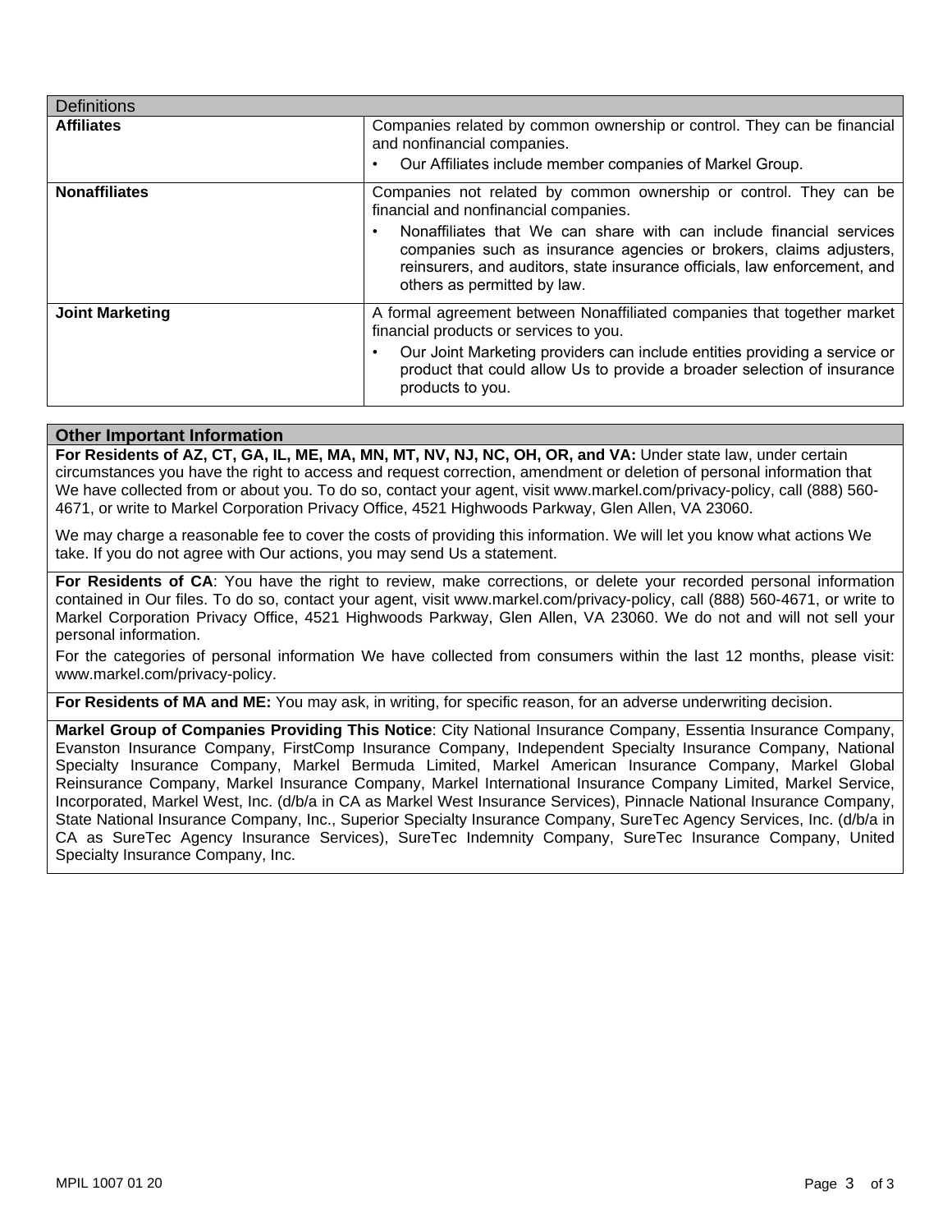| Definitions | |
|---|---|
| **Affiliates** | Companies related by common ownership or control. They can be financial and nonfinancial companies.<br>• Our Affiliates include member companies of Markel Group. |
| **Nonaffiliates** | Companies not related by common ownership or control. They can be financial and nonfinancial companies.<br>• Nonaffiliates that We can share with can include financial services companies such as insurance agencies or brokers, claims adjusters, reinsurers, and auditors, state insurance officials, law enforcement, and others as permitted by law. |
| **Joint Marketing** | A formal agreement between Nonaffiliated companies that together market financial products or services to you.<br>• Our Joint Marketing providers can include entities providing a service or product that could allow Us to provide a broader selection of insurance products to you. |

## Other Important Information

**For Residents of AZ, CT, GA, IL, ME, MA, MN, MT, NV, NJ, NC, OH, OR, and VA:** Under state law, under certain circumstances you have the right to access and request correction, amendment or deletion of personal information that We have collected from or about you. To do so, contact your agent, visit www.markel.com/privacy-policy, call (888) 560-4671, or write to Markel Corporation Privacy Office, 4521 Highwoods Parkway, Glen Allen, VA 23060.

We may charge a reasonable fee to cover the costs of providing this information. We will let you know what actions We take. If you do not agree with Our actions, you may send Us a statement.

**For Residents of CA**: You have the right to review, make corrections, or delete your recorded personal information contained in Our files. To do so, contact your agent, visit www.markel.com/privacy-policy, call (888) 560-4671, or write to Markel Corporation Privacy Office, 4521 Highwoods Parkway, Glen Allen, VA 23060. We do not and will not sell your personal information.

For the categories of personal information We have collected from consumers within the last 12 months, please visit: www.markel.com/privacy-policy.

**For Residents of MA and ME:** You may ask, in writing, for specific reason, for an adverse underwriting decision.

**Markel Group of Companies Providing This Notice**: City National Insurance Company, Essentia Insurance Company, Evanston Insurance Company, FirstComp Insurance Company, Independent Specialty Insurance Company, National Specialty Insurance Company, Markel Bermuda Limited, Markel American Insurance Company, Markel Global Reinsurance Company, Markel Insurance Company, Markel International Insurance Company Limited, Markel Service, Incorporated, Markel West, Inc. (d/b/a in CA as Markel West Insurance Services), Pinnacle National Insurance Company, State National Insurance Company, Inc., Superior Specialty Insurance Company, SureTec Agency Services, Inc. (d/b/a in CA as SureTec Agency Insurance Services), SureTec Indemnity Company, SureTec Insurance Company, United Specialty Insurance Company, Inc.

MPIL 1007 01 20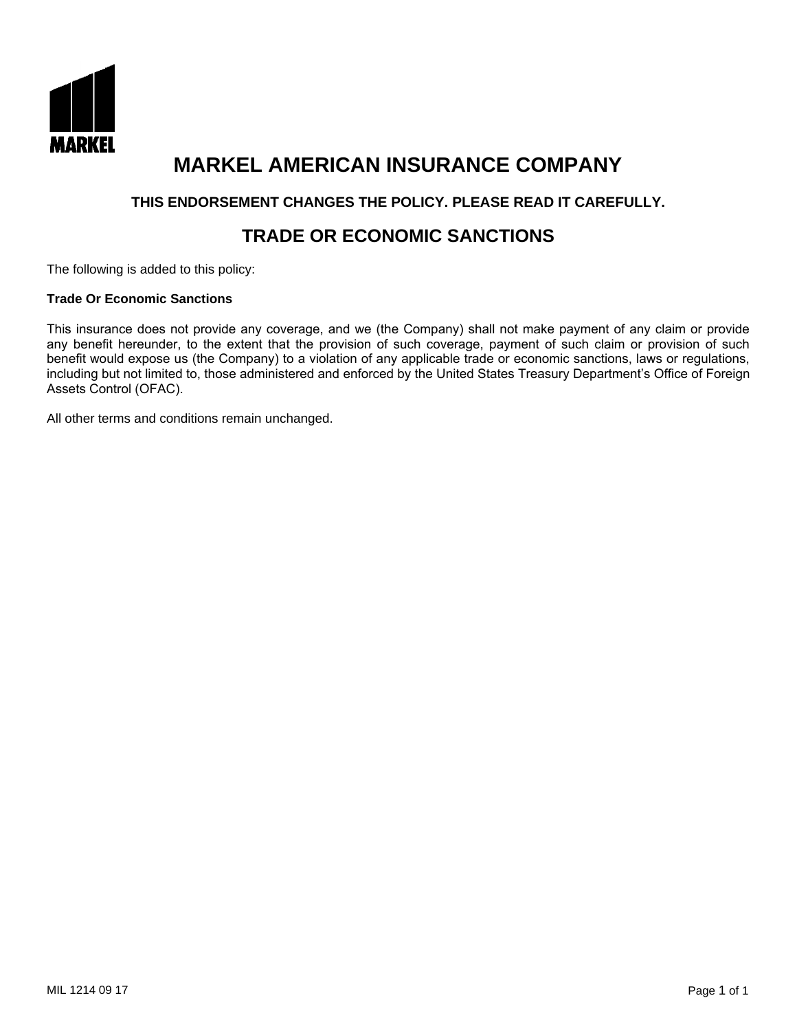# MARKEL AMERICAN INSURANCE COMPANY

**THIS ENDORSEMENT CHANGES THE POLICY. PLEASE READ IT CAREFULLY.**

## TRADE OR ECONOMIC SANCTIONS

The following is added to this policy:

**Trade Or Economic Sanctions**

This insurance does not provide any coverage, and we (the Company) shall not make payment of any claim or provide any benefit hereunder, to the extent that the provision of such coverage, payment of such claim or provision of such benefit would expose us (the Company) to a violation of any applicable trade or economic sanctions, laws or regulations, including but not limited to, those administered and enforced by the United States Treasury Department's Office of Foreign Assets Control (OFAC).

All other terms and conditions remain unchanged.

MIL 1214 09 17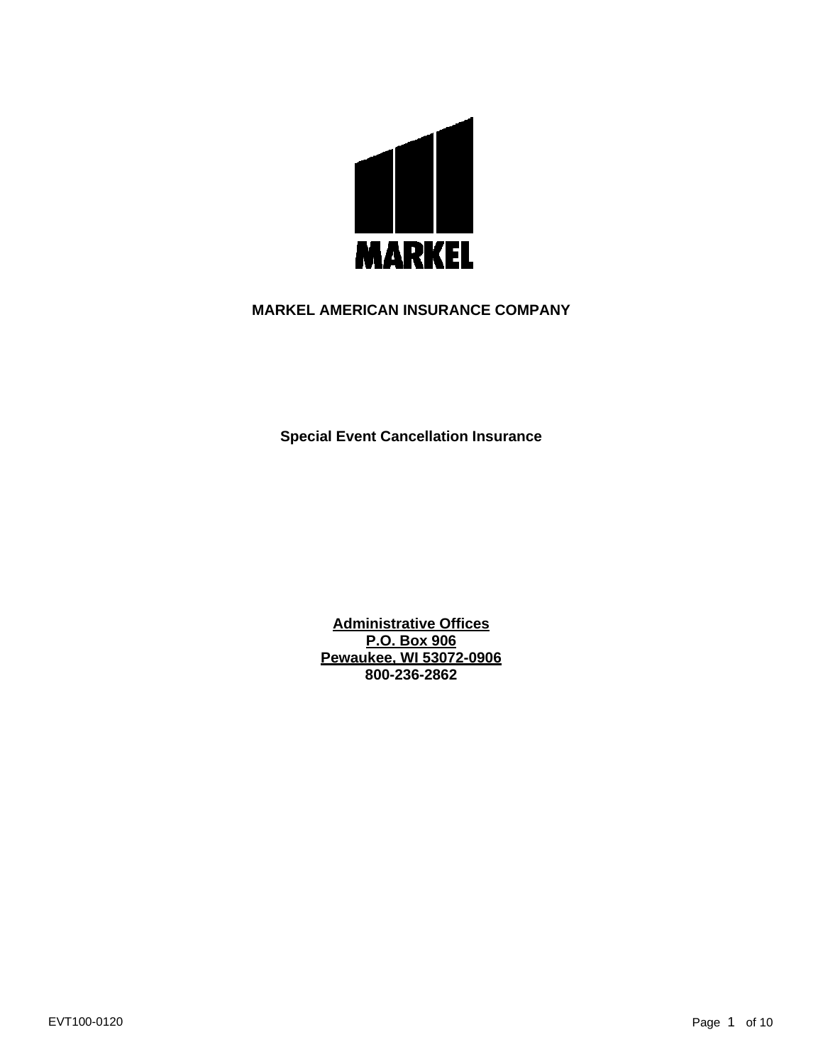**MARKEL**

**MARKEL AMERICAN INSURANCE COMPANY**

**Special Event Cancellation Insurance**

**<u>Administrative Offices</u>**
**<u>P.O. Box 906</u>**
**<u>Pewaukee, WI 53072-0906</u>**
**800-236-2862**

EVT100-0120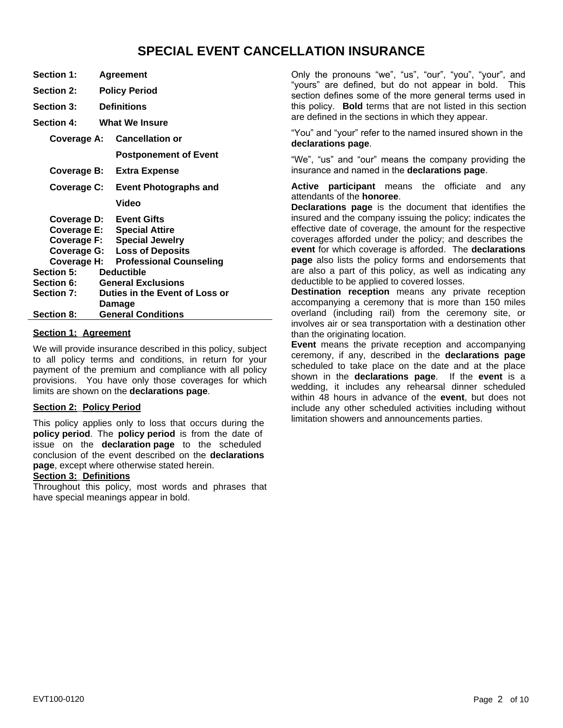# SPECIAL EVENT CANCELLATION INSURANCE

**Section 1:** **Agreement**

**Section 2:** **Policy Period**

**Section 3:** **Definitions**

**Section 4:** **What We Insure**

- **Coverage A:** **Cancellation or Postponement of Event**
- **Coverage B:** **Extra Expense**
- **Coverage C:** **Event Photographs and Video**
- **Coverage D:** **Event Gifts**
- **Coverage E:** **Special Attire**
- **Coverage F:** **Special Jewelry**
- **Coverage G:** **Loss of Deposits**
- **Coverage H:** **Professional Counseling**

**Section 5:** **Deductible**

**Section 6:** **General Exclusions**

**Section 7:** **Duties in the Event of Loss or Damage**

**Section 8:** **General Conditions**

## Section 1: Agreement

We will provide insurance described in this policy, subject to all policy terms and conditions, in return for your payment of the premium and compliance with all policy provisions. You have only those coverages for which limits are shown on the **declarations page**.

## Section 2: Policy Period

This policy applies only to loss that occurs during the **policy period**. The **policy period** is from the date of issue on the **declaration page** to the scheduled conclusion of the event described on the **declarations page**, except where otherwise stated herein.

## Section 3: Definitions

Throughout this policy, most words and phrases that have special meanings appear in bold.

Only the pronouns "we", "us", "our", "you", "your", and "yours" are defined, but do not appear in bold. This section defines some of the more general terms used in this policy. **Bold** terms that are not listed in this section are defined in the sections in which they appear.

"You" and "your" refer to the named insured shown in the **declarations page**.

"We", "us" and "our" means the company providing the insurance and named in the **declarations page**.

**Active participant** means the officiate and any attendants of the **honoree**.

**Declarations page** is the document that identifies the insured and the company issuing the policy; indicates the effective date of coverage, the amount for the respective coverages afforded under the policy; and describes the **event** for which coverage is afforded. The **declarations page** also lists the policy forms and endorsements that are also a part of this policy, as well as indicating any deductible to be applied to covered losses.

**Destination reception** means any private reception accompanying a ceremony that is more than 150 miles overland (including rail) from the ceremony site, or involves air or sea transportation with a destination other than the originating location.

**Event** means the private reception and accompanying ceremony, if any, described in the **declarations page** scheduled to take place on the date and at the place shown in the **declarations page**. If the **event** is a wedding, it includes any rehearsal dinner scheduled within 48 hours in advance of the **event**, but does not include any other scheduled activities including without limitation showers and announcements parties.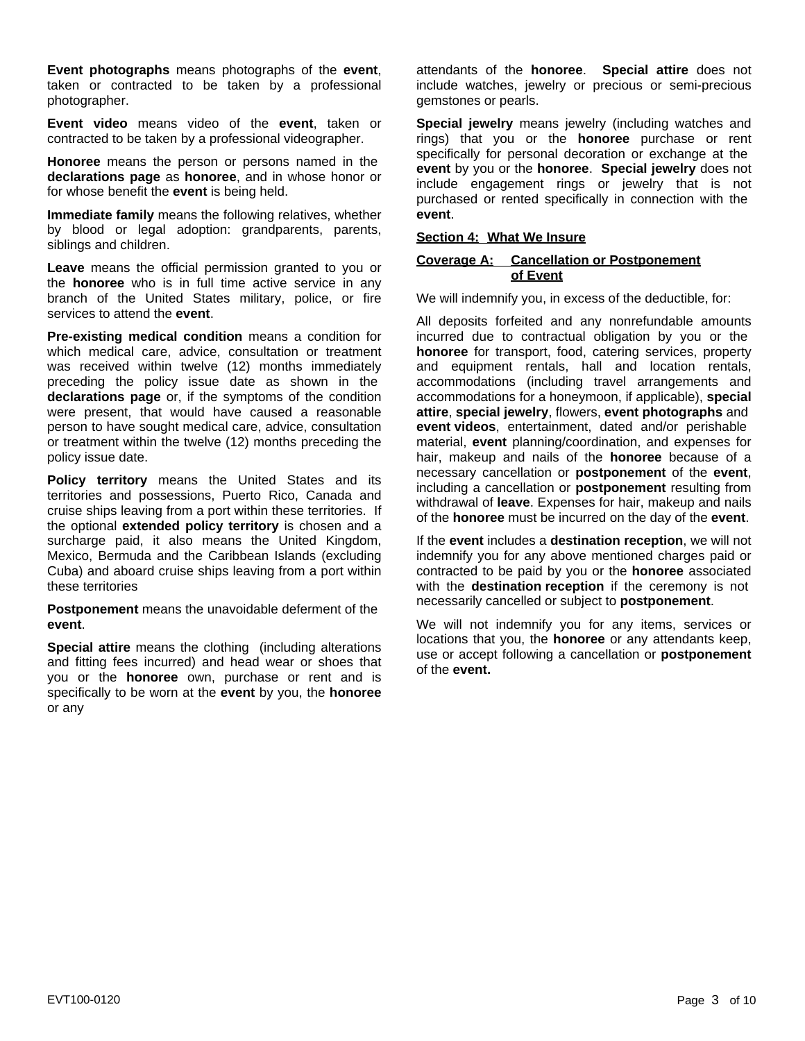**Event photographs** means photographs of the **event**, taken or contracted to be taken by a professional photographer.

**Event video** means video of the **event**, taken or contracted to be taken by a professional videographer.

**Honoree** means the person or persons named in the **declarations page** as **honoree**, and in whose honor or for whose benefit the **event** is being held.

**Immediate family** means the following relatives, whether by blood or legal adoption: grandparents, parents, siblings and children.

**Leave** means the official permission granted to you or the **honoree** who is in full time active service in any branch of the United States military, police, or fire services to attend the **event**.

**Pre-existing medical condition** means a condition for which medical care, advice, consultation or treatment was received within twelve (12) months immediately preceding the policy issue date as shown in the **declarations page** or, if the symptoms of the condition were present, that would have caused a reasonable person to have sought medical care, advice, consultation or treatment within the twelve (12) months preceding the policy issue date.

**Policy territory** means the United States and its territories and possessions, Puerto Rico, Canada and cruise ships leaving from a port within these territories. If the optional **extended policy territory** is chosen and a surcharge paid, it also means the United Kingdom, Mexico, Bermuda and the Caribbean Islands (excluding Cuba) and aboard cruise ships leaving from a port within these territories

**Postponement** means the unavoidable deferment of the **event**.

**Special attire** means the clothing (including alterations and fitting fees incurred) and head wear or shoes that you or the **honoree** own, purchase or rent and is specifically to be worn at the **event** by you, the **honoree** or any attendants of the **honoree**. **Special attire** does not include watches, jewelry or precious or semi-precious gemstones or pearls.

**Special jewelry** means jewelry (including watches and rings) that you or the **honoree** purchase or rent specifically for personal decoration or exchange at the **event** by you or the **honoree**. **Special jewelry** does not include engagement rings or jewelry that is not purchased or rented specifically in connection with the **event**.

## Section 4: What We Insure

### Coverage A: Cancellation or Postponement of Event

We will indemnify you, in excess of the deductible, for:

All deposits forfeited and any nonrefundable amounts incurred due to contractual obligation by you or the **honoree** for transport, food, catering services, property and equipment rentals, hall and location rentals, accommodations (including travel arrangements and accommodations for a honeymoon, if applicable), **special attire**, **special jewelry**, flowers, **event photographs** and **event videos**, entertainment, dated and/or perishable material, **event** planning/coordination, and expenses for hair, makeup and nails of the **honoree** because of a necessary cancellation or **postponement** of the **event**, including a cancellation or **postponement** resulting from withdrawal of **leave**. Expenses for hair, makeup and nails of the **honoree** must be incurred on the day of the **event**.

If the **event** includes a **destination reception**, we will not indemnify you for any above mentioned charges paid or contracted to be paid by you or the **honoree** associated with the **destination reception** if the ceremony is not necessarily cancelled or subject to **postponement**.

We will not indemnify you for any items, services or locations that you, the **honoree** or any attendants keep, use or accept following a cancellation or **postponement** of the **event.**

EVT100-0120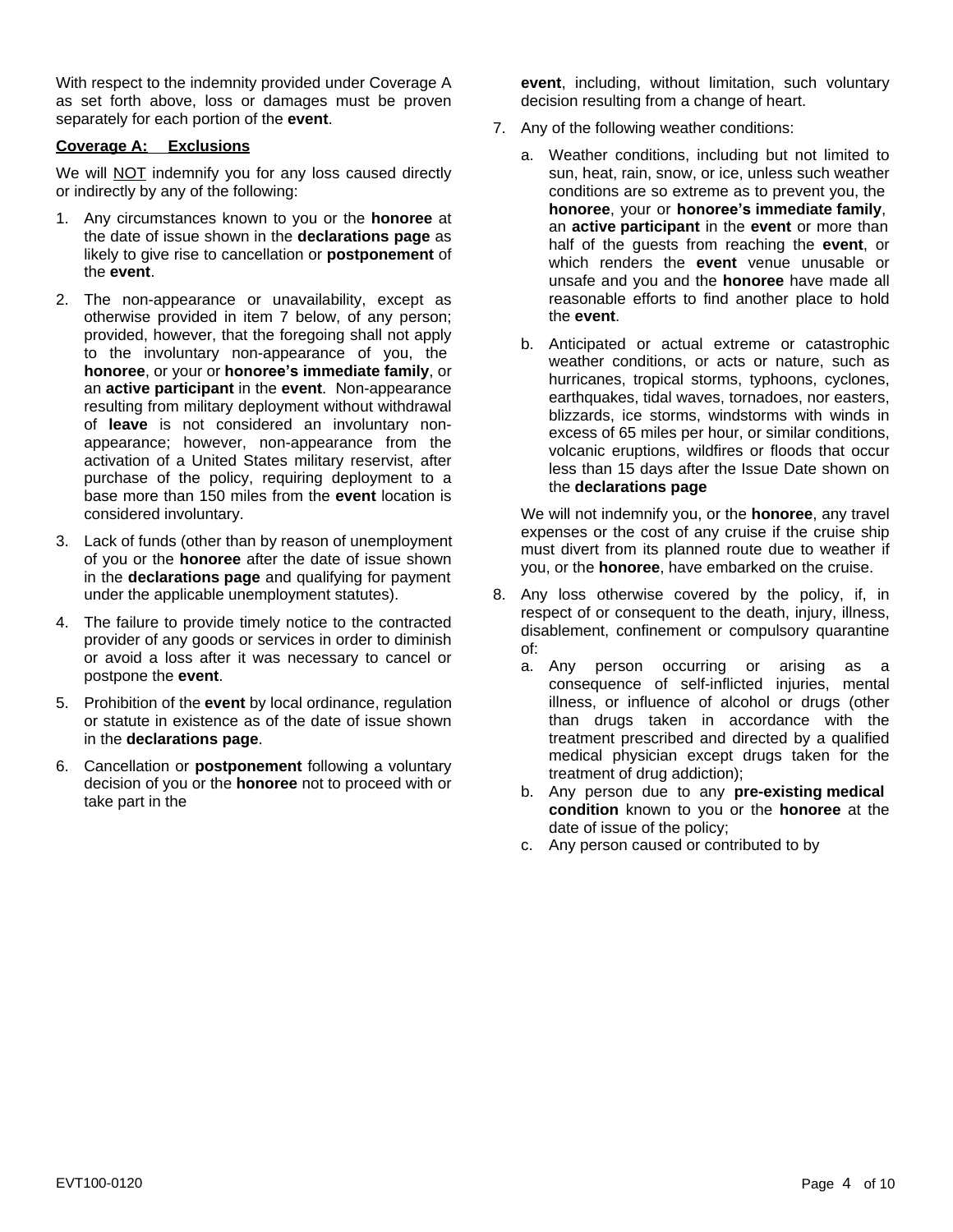With respect to the indemnity provided under Coverage A as set forth above, loss or damages must be proven separately for each portion of the **event**.

**Coverage A: Exclusions**

We will NOT indemnify you for any loss caused directly or indirectly by any of the following:

1. Any circumstances known to you or the **honoree** at the date of issue shown in the **declarations page** as likely to give rise to cancellation or **postponement** of the **event**.

2. The non-appearance or unavailability, except as otherwise provided in item 7 below, of any person; provided, however, that the foregoing shall not apply to the involuntary non-appearance of you, the **honoree**, or your or **honoree's immediate family**, or an **active participant** in the **event**. Non-appearance resulting from military deployment without withdrawal of **leave** is not considered an involuntary non-appearance; however, non-appearance from the activation of a United States military reservist, after purchase of the policy, requiring deployment to a base more than 150 miles from the **event** location is considered involuntary.

3. Lack of funds (other than by reason of unemployment of you or the **honoree** after the date of issue shown in the **declarations page** and qualifying for payment under the applicable unemployment statutes).

4. The failure to provide timely notice to the contracted provider of any goods or services in order to diminish or avoid a loss after it was necessary to cancel or postpone the **event**.

5. Prohibition of the **event** by local ordinance, regulation or statute in existence as of the date of issue shown in the **declarations page**.

6. Cancellation or **postponement** following a voluntary decision of you or the **honoree** not to proceed with or take part in the **event**, including, without limitation, such voluntary decision resulting from a change of heart.

7. Any of the following weather conditions:

   a. Weather conditions, including but not limited to sun, heat, rain, snow, or ice, unless such weather conditions are so extreme as to prevent you, the **honoree**, your or **honoree's immediate family**, an **active participant** in the **event** or more than half of the guests from reaching the **event**, or which renders the **event** venue unusable or unsafe and you and the **honoree** have made all reasonable efforts to find another place to hold the **event**.

   b. Anticipated or actual extreme or catastrophic weather conditions, or acts or nature, such as hurricanes, tropical storms, typhoons, cyclones, earthquakes, tidal waves, tornadoes, nor easters, blizzards, ice storms, windstorms with winds in excess of 65 miles per hour, or similar conditions, volcanic eruptions, wildfires or floods that occur less than 15 days after the Issue Date shown on the **declarations page**

   We will not indemnify you, or the **honoree**, any travel expenses or the cost of any cruise if the cruise ship must divert from its planned route due to weather if you, or the **honoree**, have embarked on the cruise.

8. Any loss otherwise covered by the policy, if, in respect of or consequent to the death, injury, illness, disablement, confinement or compulsory quarantine of:

   a. Any person occurring or arising as a consequence of self-inflicted injuries, mental illness, or influence of alcohol or drugs (other than drugs taken in accordance with the treatment prescribed and directed by a qualified medical physician except drugs taken for the treatment of drug addiction);

   b. Any person due to any **pre-existing medical condition** known to you or the **honoree** at the date of issue of the policy;

   c. Any person caused or contributed to by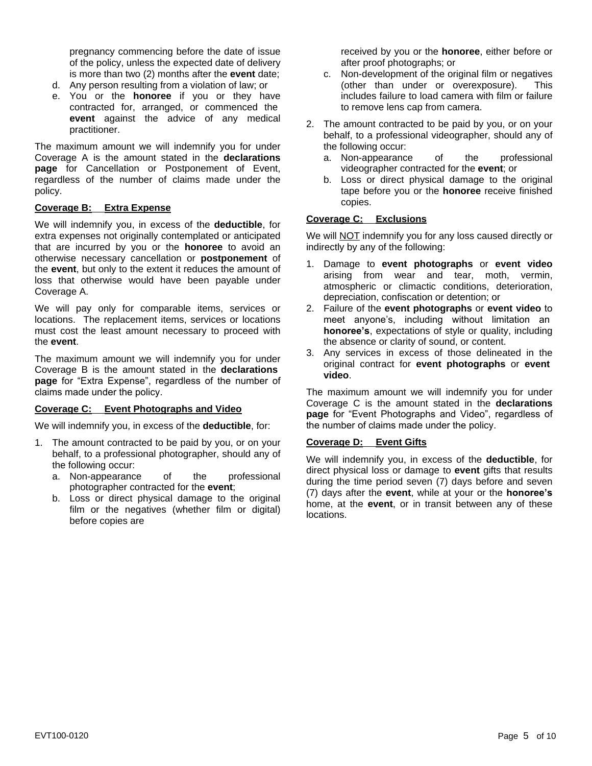pregnancy commencing before the date of issue of the policy, unless the expected date of delivery is more than two (2) months after the **event** date;

d. Any person resulting from a violation of law; or

e. You or the **honoree** if you or they have contracted for, arranged, or commenced the **event** against the advice of any medical practitioner.

The maximum amount we will indemnify you for under Coverage A is the amount stated in the **declarations page** for Cancellation or Postponement of Event, regardless of the number of claims made under the policy.

**Coverage B: Extra Expense**

We will indemnify you, in excess of the **deductible**, for extra expenses not originally contemplated or anticipated that are incurred by you or the **honoree** to avoid an otherwise necessary cancellation or **postponement** of the **event**, but only to the extent it reduces the amount of loss that otherwise would have been payable under Coverage A.

We will pay only for comparable items, services or locations. The replacement items, services or locations must cost the least amount necessary to proceed with the **event**.

The maximum amount we will indemnify you for under Coverage B is the amount stated in the **declarations page** for "Extra Expense", regardless of the number of claims made under the policy.

**Coverage C: Event Photographs and Video**

We will indemnify you, in excess of the **deductible**, for:

1. The amount contracted to be paid by you, or on your behalf, to a professional photographer, should any of the following occur:
   a. Non-appearance of the professional photographer contracted for the **event**;
   b. Loss or direct physical damage to the original film or the negatives (whether film or digital) before copies are received by you or the **honoree**, either before or after proof photographs; or
   c. Non-development of the original film or negatives (other than under or overexposure). This includes failure to load camera with film or failure to remove lens cap from camera.
2. The amount contracted to be paid by you, or on your behalf, to a professional videographer, should any of the following occur:
   a. Non-appearance of the professional videographer contracted for the **event**; or
   b. Loss or direct physical damage to the original tape before you or the **honoree** receive finished copies.

**Coverage C: Exclusions**

We will NOT indemnify you for any loss caused directly or indirectly by any of the following:

1. Damage to **event photographs** or **event video** arising from wear and tear, moth, vermin, atmospheric or climactic conditions, deterioration, depreciation, confiscation or detention; or
2. Failure of the **event photographs** or **event video** to meet anyone's, including without limitation an **honoree's**, expectations of style or quality, including the absence or clarity of sound, or content.
3. Any services in excess of those delineated in the original contract for **event photographs** or **event video**.

The maximum amount we will indemnify you for under Coverage C is the amount stated in the **declarations page** for "Event Photographs and Video", regardless of the number of claims made under the policy.

**Coverage D: Event Gifts**

We will indemnify you, in excess of the **deductible**, for direct physical loss or damage to **event** gifts that results during the time period seven (7) days before and seven (7) days after the **event**, while at your or the **honoree's** home, at the **event**, or in transit between any of these locations.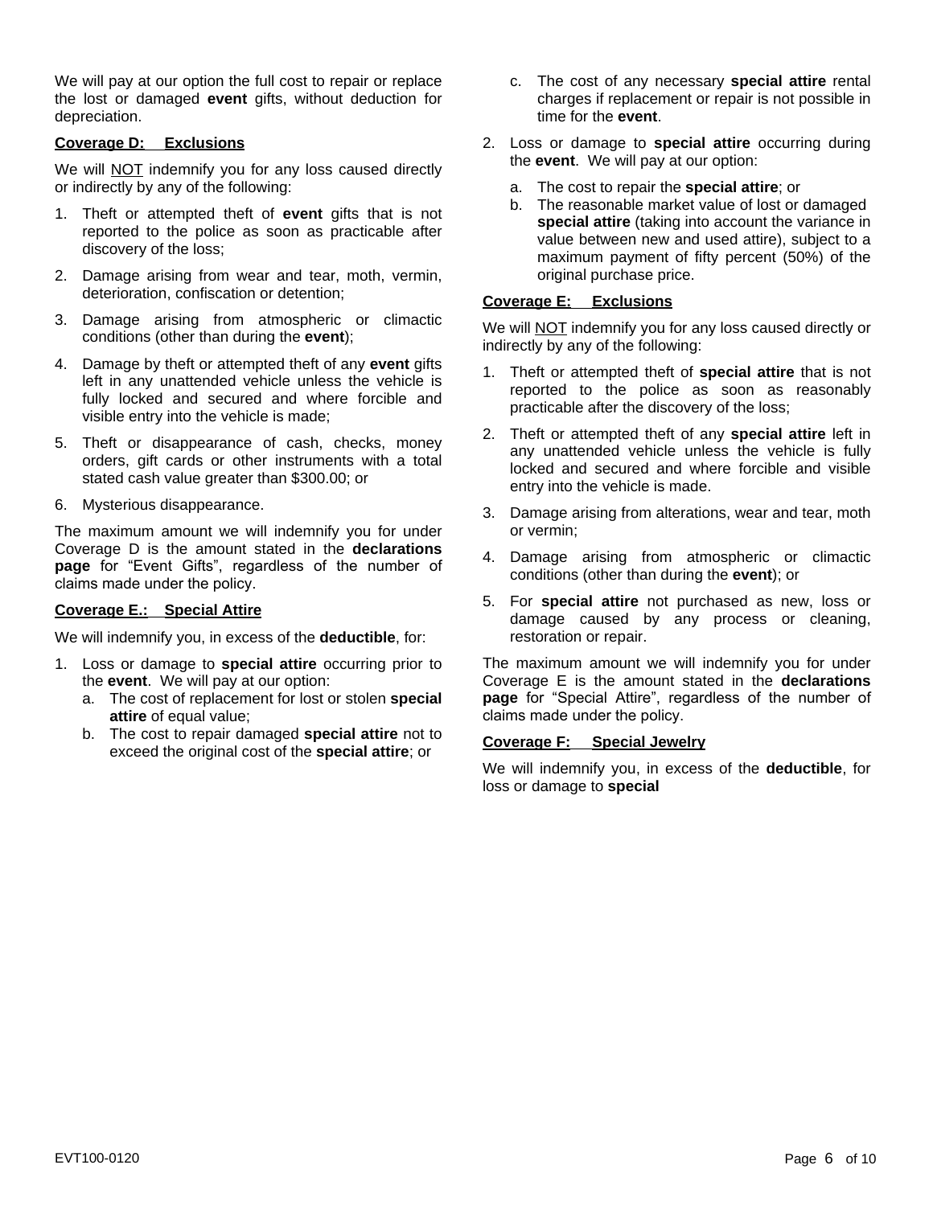We will pay at our option the full cost to repair or replace the lost or damaged **event** gifts, without deduction for depreciation.

**Coverage D: Exclusions**

We will NOT indemnify you for any loss caused directly or indirectly by any of the following:

1. Theft or attempted theft of **event** gifts that is not reported to the police as soon as practicable after discovery of the loss;
2. Damage arising from wear and tear, moth, vermin, deterioration, confiscation or detention;
3. Damage arising from atmospheric or climactic conditions (other than during the **event**);
4. Damage by theft or attempted theft of any **event** gifts left in any unattended vehicle unless the vehicle is fully locked and secured and where forcible and visible entry into the vehicle is made;
5. Theft or disappearance of cash, checks, money orders, gift cards or other instruments with a total stated cash value greater than $300.00; or
6. Mysterious disappearance.

The maximum amount we will indemnify you for under Coverage D is the amount stated in the **declarations page** for "Event Gifts", regardless of the number of claims made under the policy.

**Coverage E.: Special Attire**

We will indemnify you, in excess of the **deductible**, for:

1. Loss or damage to **special attire** occurring prior to the **event**. We will pay at our option:
   a. The cost of replacement for lost or stolen **special attire** of equal value;
   b. The cost to repair damaged **special attire** not to exceed the original cost of the **special attire**; or
   c. The cost of any necessary **special attire** rental charges if replacement or repair is not possible in time for the **event**.
2. Loss or damage to **special attire** occurring during the **event**. We will pay at our option:
   a. The cost to repair the **special attire**; or
   b. The reasonable market value of lost or damaged **special attire** (taking into account the variance in value between new and used attire), subject to a maximum payment of fifty percent (50%) of the original purchase price.

**Coverage E: Exclusions**

We will NOT indemnify you for any loss caused directly or indirectly by any of the following:

1. Theft or attempted theft of **special attire** that is not reported to the police as soon as reasonably practicable after the discovery of the loss;
2. Theft or attempted theft of any **special attire** left in any unattended vehicle unless the vehicle is fully locked and secured and where forcible and visible entry into the vehicle is made.
3. Damage arising from alterations, wear and tear, moth or vermin;
4. Damage arising from atmospheric or climactic conditions (other than during the **event**); or
5. For **special attire** not purchased as new, loss or damage caused by any process or cleaning, restoration or repair.

The maximum amount we will indemnify you for under Coverage E is the amount stated in the **declarations page** for "Special Attire", regardless of the number of claims made under the policy.

**Coverage F: Special Jewelry**

We will indemnify you, in excess of the **deductible**, for loss or damage to **special**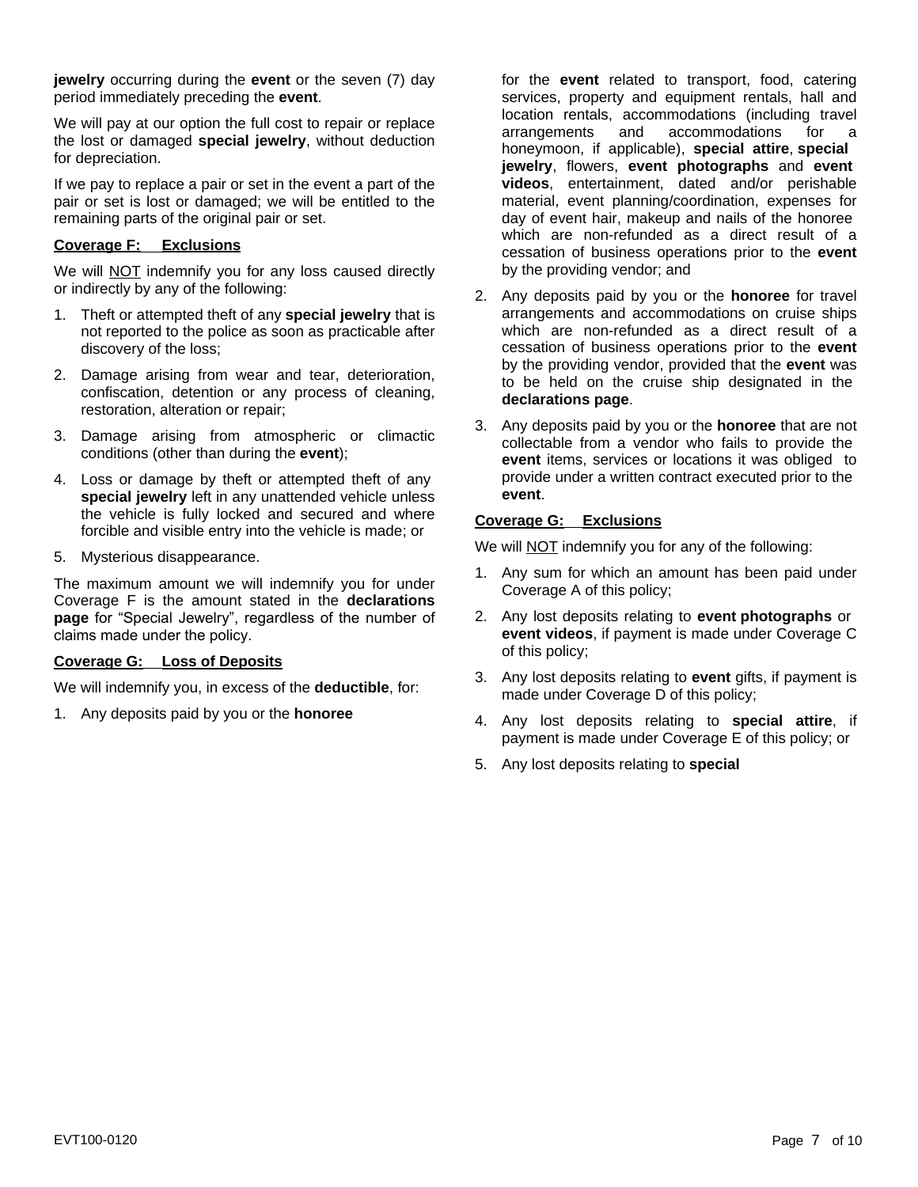**jewelry** occurring during the **event** or the seven (7) day period immediately preceding the **event**.

We will pay at our option the full cost to repair or replace the lost or damaged **special jewelry**, without deduction for depreciation.

If we pay to replace a pair or set in the event a part of the pair or set is lost or damaged; we will be entitled to the remaining parts of the original pair or set.

**Coverage F: Exclusions**

We will NOT indemnify you for any loss caused directly or indirectly by any of the following:

1. Theft or attempted theft of any **special jewelry** that is not reported to the police as soon as practicable after discovery of the loss;
2. Damage arising from wear and tear, deterioration, confiscation, detention or any process of cleaning, restoration, alteration or repair;
3. Damage arising from atmospheric or climactic conditions (other than during the **event**);
4. Loss or damage by theft or attempted theft of any **special jewelry** left in any unattended vehicle unless the vehicle is fully locked and secured and where forcible and visible entry into the vehicle is made; or
5. Mysterious disappearance.

The maximum amount we will indemnify you for under Coverage F is the amount stated in the **declarations page** for "Special Jewelry", regardless of the number of claims made under the policy.

**Coverage G: Loss of Deposits**

We will indemnify you, in excess of the **deductible**, for:

1. Any deposits paid by you or the **honoree** for the **event** related to transport, food, catering services, property and equipment rentals, hall and location rentals, accommodations (including travel arrangements and accommodations for a honeymoon, if applicable), **special attire**, **special jewelry**, flowers, **event photographs** and **event videos**, entertainment, dated and/or perishable material, event planning/coordination, expenses for day of event hair, makeup and nails of the honoree which are non-refunded as a direct result of a cessation of business operations prior to the **event** by the providing vendor; and
2. Any deposits paid by you or the **honoree** for travel arrangements and accommodations on cruise ships which are non-refunded as a direct result of a cessation of business operations prior to the **event** by the providing vendor, provided that the **event** was to be held on the cruise ship designated in the **declarations page**.
3. Any deposits paid by you or the **honoree** that are not collectable from a vendor who fails to provide the **event** items, services or locations it was obliged to provide under a written contract executed prior to the **event**.

**Coverage G: Exclusions**

We will NOT indemnify you for any of the following:

1. Any sum for which an amount has been paid under Coverage A of this policy;
2. Any lost deposits relating to **event photographs** or **event videos**, if payment is made under Coverage C of this policy;
3. Any lost deposits relating to **event** gifts, if payment is made under Coverage D of this policy;
4. Any lost deposits relating to **special attire**, if payment is made under Coverage E of this policy; or
5. Any lost deposits relating to **special**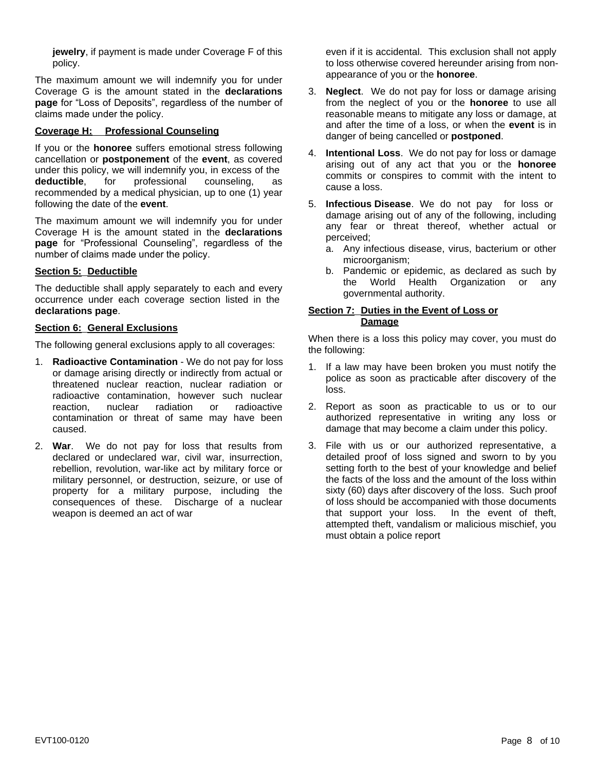**jewelry**, if payment is made under Coverage F of this policy.

The maximum amount we will indemnify you for under Coverage G is the amount stated in the **declarations page** for "Loss of Deposits", regardless of the number of claims made under the policy.

**Coverage H: Professional Counseling**

If you or the **honoree** suffers emotional stress following cancellation or **postponement** of the **event**, as covered under this policy, we will indemnify you, in excess of the **deductible**, for professional counseling, as recommended by a medical physician, up to one (1) year following the date of the **event**.

The maximum amount we will indemnify you for under Coverage H is the amount stated in the **declarations page** for "Professional Counseling", regardless of the number of claims made under the policy.

## Section 5: Deductible

The deductible shall apply separately to each and every occurrence under each coverage section listed in the **declarations page**.

## Section 6: General Exclusions

The following general exclusions apply to all coverages:

1. **Radioactive Contamination** - We do not pay for loss or damage arising directly or indirectly from actual or threatened nuclear reaction, nuclear radiation or radioactive contamination, however such nuclear reaction, nuclear radiation or radioactive contamination or threat of same may have been caused.
2. **War**. We do not pay for loss that results from declared or undeclared war, civil war, insurrection, rebellion, revolution, war-like act by military force or military personnel, or destruction, seizure, or use of property for a military purpose, including the consequences of these. Discharge of a nuclear weapon is deemed an act of war even if it is accidental. This exclusion shall not apply to loss otherwise covered hereunder arising from non-appearance of you or the **honoree**.
3. **Neglect**. We do not pay for loss or damage arising from the neglect of you or the **honoree** to use all reasonable means to mitigate any loss or damage, at and after the time of a loss, or when the **event** is in danger of being cancelled or **postponed**.
4. **Intentional Loss**. We do not pay for loss or damage arising out of any act that you or the **honoree** commits or conspires to commit with the intent to cause a loss.
5. **Infectious Disease**. We do not pay for loss or damage arising out of any of the following, including any fear or threat thereof, whether actual or perceived;
   a. Any infectious disease, virus, bacterium or other microorganism;
   b. Pandemic or epidemic, as declared as such by the World Health Organization or any governmental authority.

## Section 7: Duties in the Event of Loss or Damage

When there is a loss this policy may cover, you must do the following:

1. If a law may have been broken you must notify the police as soon as practicable after discovery of the loss.
2. Report as soon as practicable to us or to our authorized representative in writing any loss or damage that may become a claim under this policy.
3. File with us or our authorized representative, a detailed proof of loss signed and sworn to by you setting forth to the best of your knowledge and belief the facts of the loss and the amount of the loss within sixty (60) days after discovery of the loss. Such proof of loss should be accompanied with those documents that support your loss. In the event of theft, attempted theft, vandalism or malicious mischief, you must obtain a police report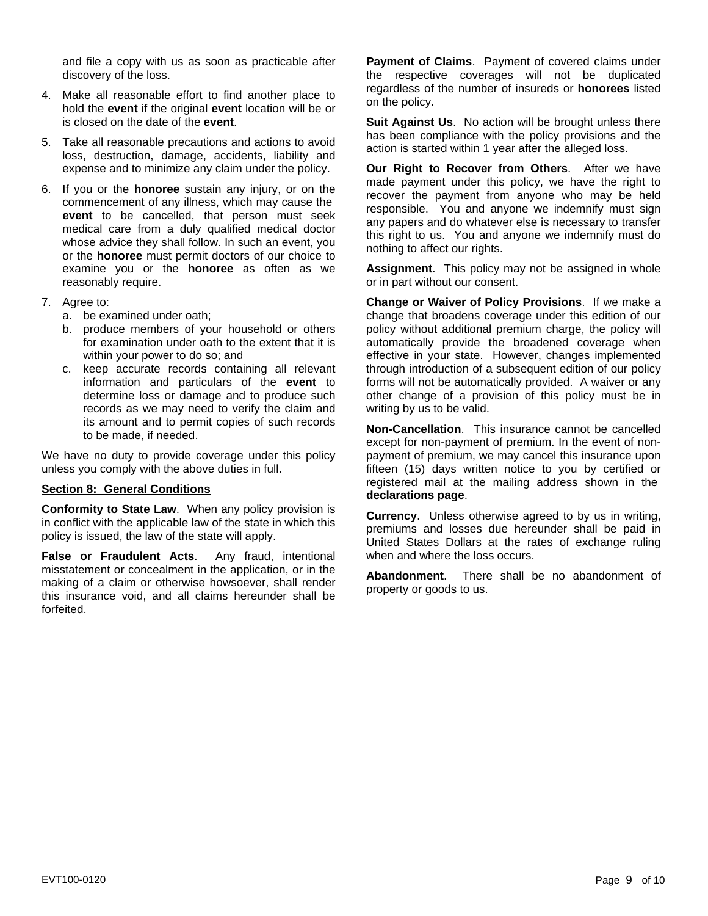and file a copy with us as soon as practicable after discovery of the loss.

4. Make all reasonable effort to find another place to hold the **event** if the original **event** location will be or is closed on the date of the **event**.
5. Take all reasonable precautions and actions to avoid loss, destruction, damage, accidents, liability and expense and to minimize any claim under the policy.
6. If you or the **honoree** sustain any injury, or on the commencement of any illness, which may cause the **event** to be cancelled, that person must seek medical care from a duly qualified medical doctor whose advice they shall follow. In such an event, you or the **honoree** must permit doctors of our choice to examine you or the **honoree** as often as we reasonably require.
7. Agree to:
   a. be examined under oath;
   b. produce members of your household or others for examination under oath to the extent that it is within your power to do so; and
   c. keep accurate records containing all relevant information and particulars of the **event** to determine loss or damage and to produce such records as we may need to verify the claim and its amount and to permit copies of such records to be made, if needed.

We have no duty to provide coverage under this policy unless you comply with the above duties in full.

## Section 8: General Conditions

**Conformity to State Law**. When any policy provision is in conflict with the applicable law of the state in which this policy is issued, the law of the state will apply.

**False or Fraudulent Acts**. Any fraud, intentional misstatement or concealment in the application, or in the making of a claim or otherwise howsoever, shall render this insurance void, and all claims hereunder shall be forfeited.

**Payment of Claims**. Payment of covered claims under the respective coverages will not be duplicated regardless of the number of insureds or **honorees** listed on the policy.

**Suit Against Us**. No action will be brought unless there has been compliance with the policy provisions and the action is started within 1 year after the alleged loss.

**Our Right to Recover from Others**. After we have made payment under this policy, we have the right to recover the payment from anyone who may be held responsible. You and anyone we indemnify must sign any papers and do whatever else is necessary to transfer this right to us. You and anyone we indemnify must do nothing to affect our rights.

**Assignment**. This policy may not be assigned in whole or in part without our consent.

**Change or Waiver of Policy Provisions**. If we make a change that broadens coverage under this edition of our policy without additional premium charge, the policy will automatically provide the broadened coverage when effective in your state. However, changes implemented through introduction of a subsequent edition of our policy forms will not be automatically provided. A waiver or any other change of a provision of this policy must be in writing by us to be valid.

**Non-Cancellation**. This insurance cannot be cancelled except for non-payment of premium. In the event of non-payment of premium, we may cancel this insurance upon fifteen (15) days written notice to you by certified or registered mail at the mailing address shown in the **declarations page**.

**Currency**. Unless otherwise agreed to by us in writing, premiums and losses due hereunder shall be paid in United States Dollars at the rates of exchange ruling when and where the loss occurs.

**Abandonment**. There shall be no abandonment of property or goods to us.

EVT100-0120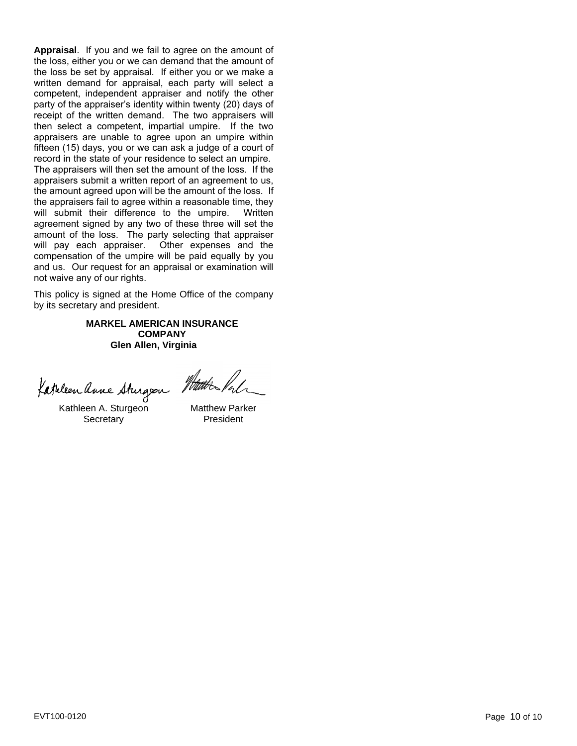**Appraisal**. If you and we fail to agree on the amount of the loss, either you or we can demand that the amount of the loss be set by appraisal. If either you or we make a written demand for appraisal, each party will select a competent, independent appraiser and notify the other party of the appraiser's identity within twenty (20) days of receipt of the written demand. The two appraisers will then select a competent, impartial umpire. If the two appraisers are unable to agree upon an umpire within fifteen (15) days, you or we can ask a judge of a court of record in the state of your residence to select an umpire. The appraisers will then set the amount of the loss. If the appraisers submit a written report of an agreement to us, the amount agreed upon will be the amount of the loss. If the appraisers fail to agree within a reasonable time, they will submit their difference to the umpire. Written agreement signed by any two of these three will set the amount of the loss. The party selecting that appraiser will pay each appraiser. Other expenses and the compensation of the umpire will be paid equally by you and us. Our request for an appraisal or examination will not waive any of our rights.

This policy is signed at the Home Office of the company by its secretary and president.

**MARKEL AMERICAN INSURANCE COMPANY**
**Glen Allen, Virginia**

Kathleen A. Sturgeon
Secretary

Matthew Parker
President

EVT100-0120